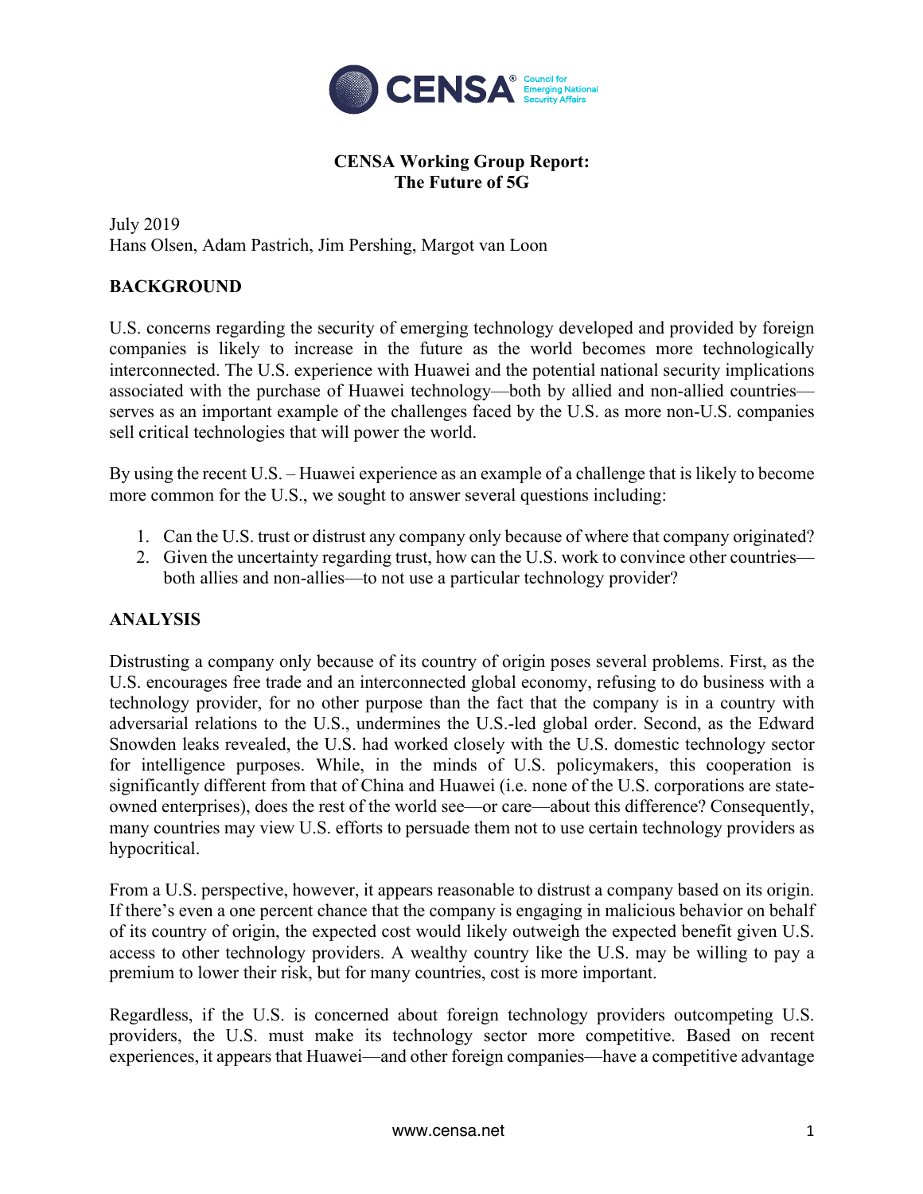**CENSA Working Group Report:**
**The Future of 5G**

July 2019
Hans Olsen, Adam Pastrich, Jim Pershing, Margot van Loon

## BACKGROUND

U.S. concerns regarding the security of emerging technology developed and provided by foreign companies is likely to increase in the future as the world becomes more technologically interconnected. The U.S. experience with Huawei and the potential national security implications associated with the purchase of Huawei technology—both by allied and non-allied countries—serves as an important example of the challenges faced by the U.S. as more non-U.S. companies sell critical technologies that will power the world.

By using the recent U.S. – Huawei experience as an example of a challenge that is likely to become more common for the U.S., we sought to answer several questions including:

1. Can the U.S. trust or distrust any company only because of where that company originated?
2. Given the uncertainty regarding trust, how can the U.S. work to convince other countries—both allies and non-allies—to not use a particular technology provider?

## ANALYSIS

Distrusting a company only because of its country of origin poses several problems. First, as the U.S. encourages free trade and an interconnected global economy, refusing to do business with a technology provider, for no other purpose than the fact that the company is in a country with adversarial relations to the U.S., undermines the U.S.-led global order. Second, as the Edward Snowden leaks revealed, the U.S. had worked closely with the U.S. domestic technology sector for intelligence purposes. While, in the minds of U.S. policymakers, this cooperation is significantly different from that of China and Huawei (i.e. none of the U.S. corporations are state-owned enterprises), does the rest of the world see—or care—about this difference? Consequently, many countries may view U.S. efforts to persuade them not to use certain technology providers as hypocritical.

From a U.S. perspective, however, it appears reasonable to distrust a company based on its origin. If there's even a one percent chance that the company is engaging in malicious behavior on behalf of its country of origin, the expected cost would likely outweigh the expected benefit given U.S. access to other technology providers. A wealthy country like the U.S. may be willing to pay a premium to lower their risk, but for many countries, cost is more important.

Regardless, if the U.S. is concerned about foreign technology providers outcompeting U.S. providers, the U.S. must make its technology sector more competitive. Based on recent experiences, it appears that Huawei—and other foreign companies—have a competitive advantage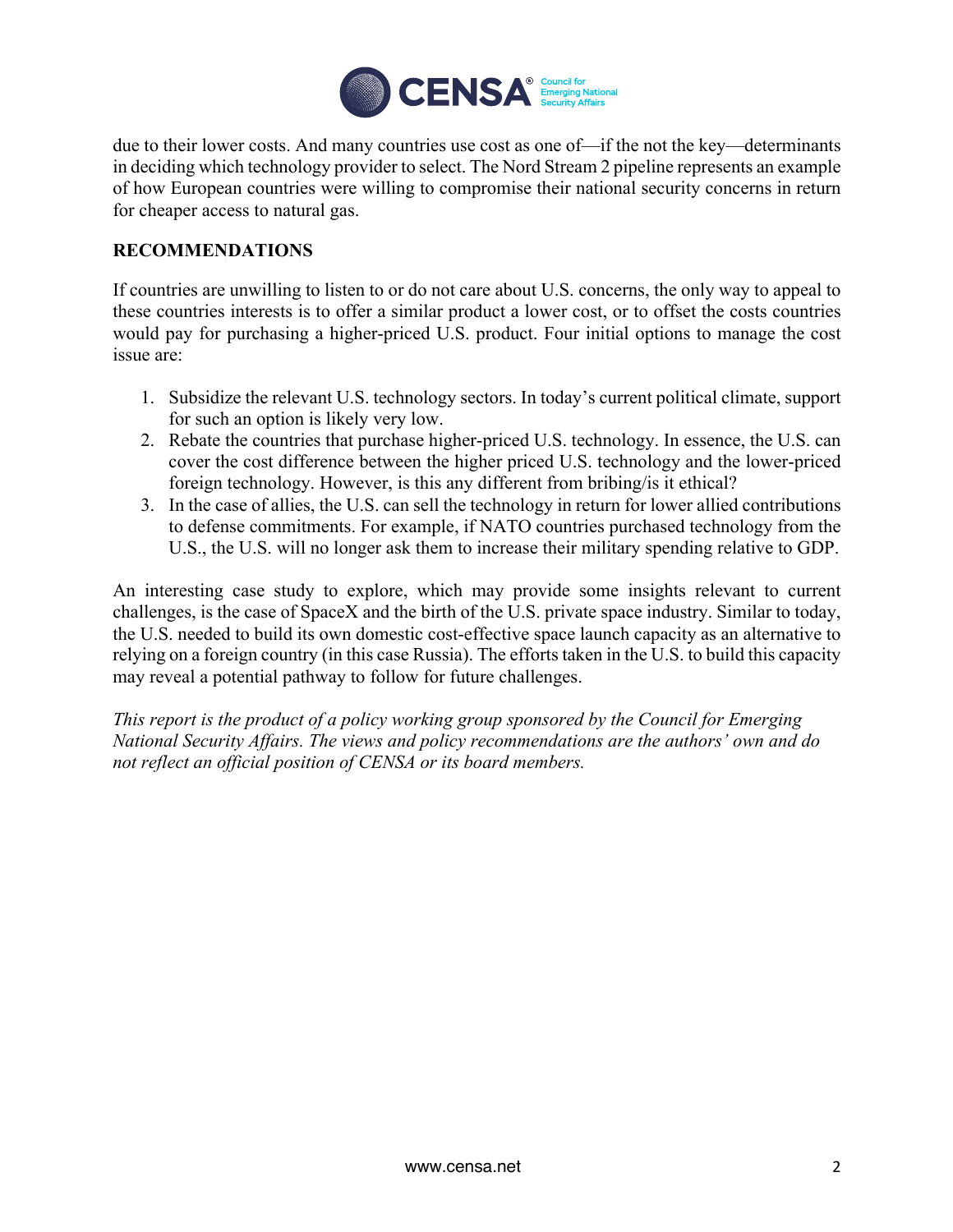due to their lower costs. And many countries use cost as one of—if the not the key—determinants in deciding which technology provider to select. The Nord Stream 2 pipeline represents an example of how European countries were willing to compromise their national security concerns in return for cheaper access to natural gas.

**RECOMMENDATIONS**

If countries are unwilling to listen to or do not care about U.S. concerns, the only way to appeal to these countries interests is to offer a similar product a lower cost, or to offset the costs countries would pay for purchasing a higher-priced U.S. product. Four initial options to manage the cost issue are:

1. Subsidize the relevant U.S. technology sectors. In today's current political climate, support for such an option is likely very low.
2. Rebate the countries that purchase higher-priced U.S. technology. In essence, the U.S. can cover the cost difference between the higher priced U.S. technology and the lower-priced foreign technology. However, is this any different from bribing/is it ethical?
3. In the case of allies, the U.S. can sell the technology in return for lower allied contributions to defense commitments. For example, if NATO countries purchased technology from the U.S., the U.S. will no longer ask them to increase their military spending relative to GDP.

An interesting case study to explore, which may provide some insights relevant to current challenges, is the case of SpaceX and the birth of the U.S. private space industry. Similar to today, the U.S. needed to build its own domestic cost-effective space launch capacity as an alternative to relying on a foreign country (in this case Russia). The efforts taken in the U.S. to build this capacity may reveal a potential pathway to follow for future challenges.

*This report is the product of a policy working group sponsored by the Council for Emerging National Security Affairs. The views and policy recommendations are the authors' own and do not reflect an official position of CENSA or its board members.*